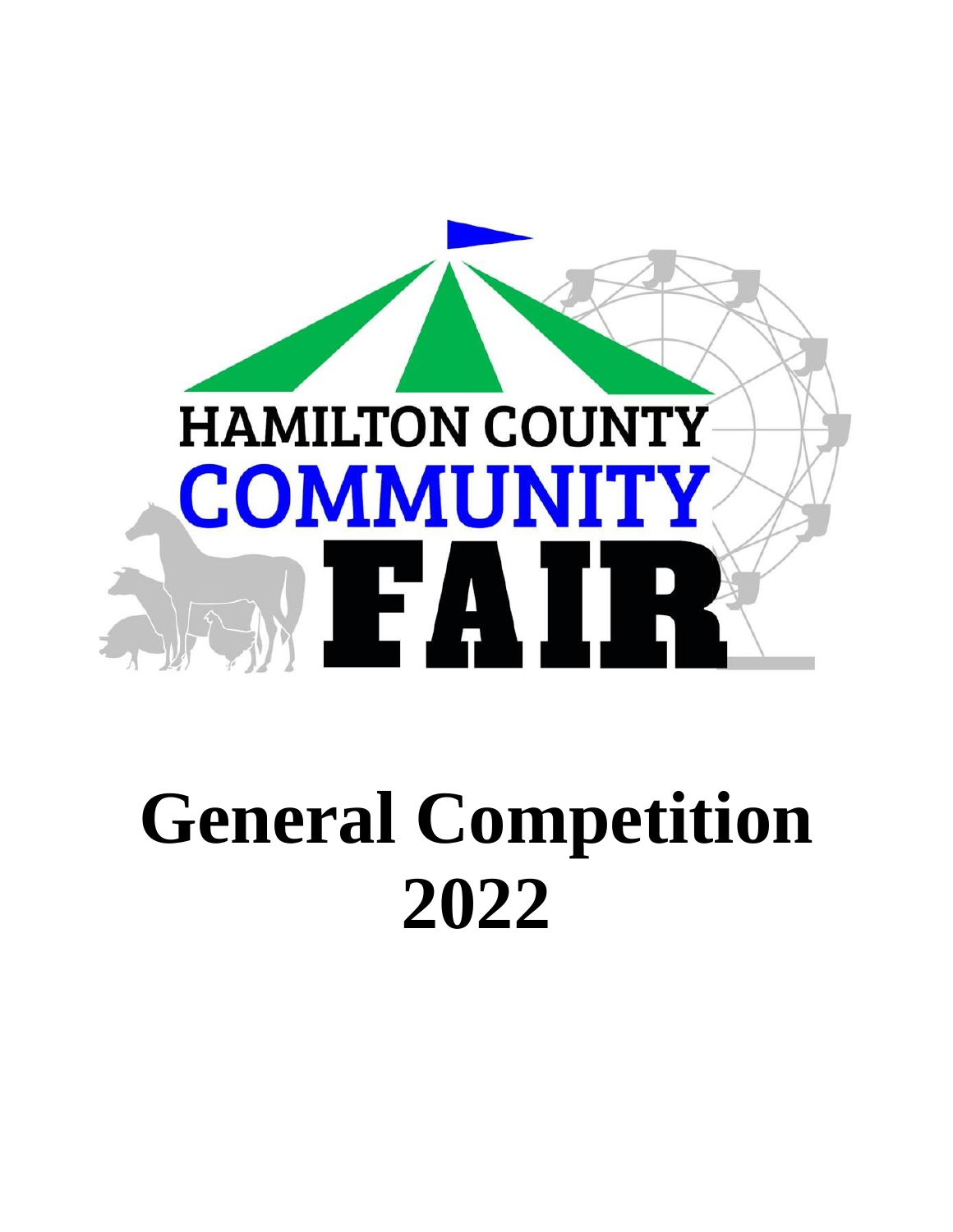HAMILTON COUNTY

COMMUNITY

FAIR

# General Competition 2022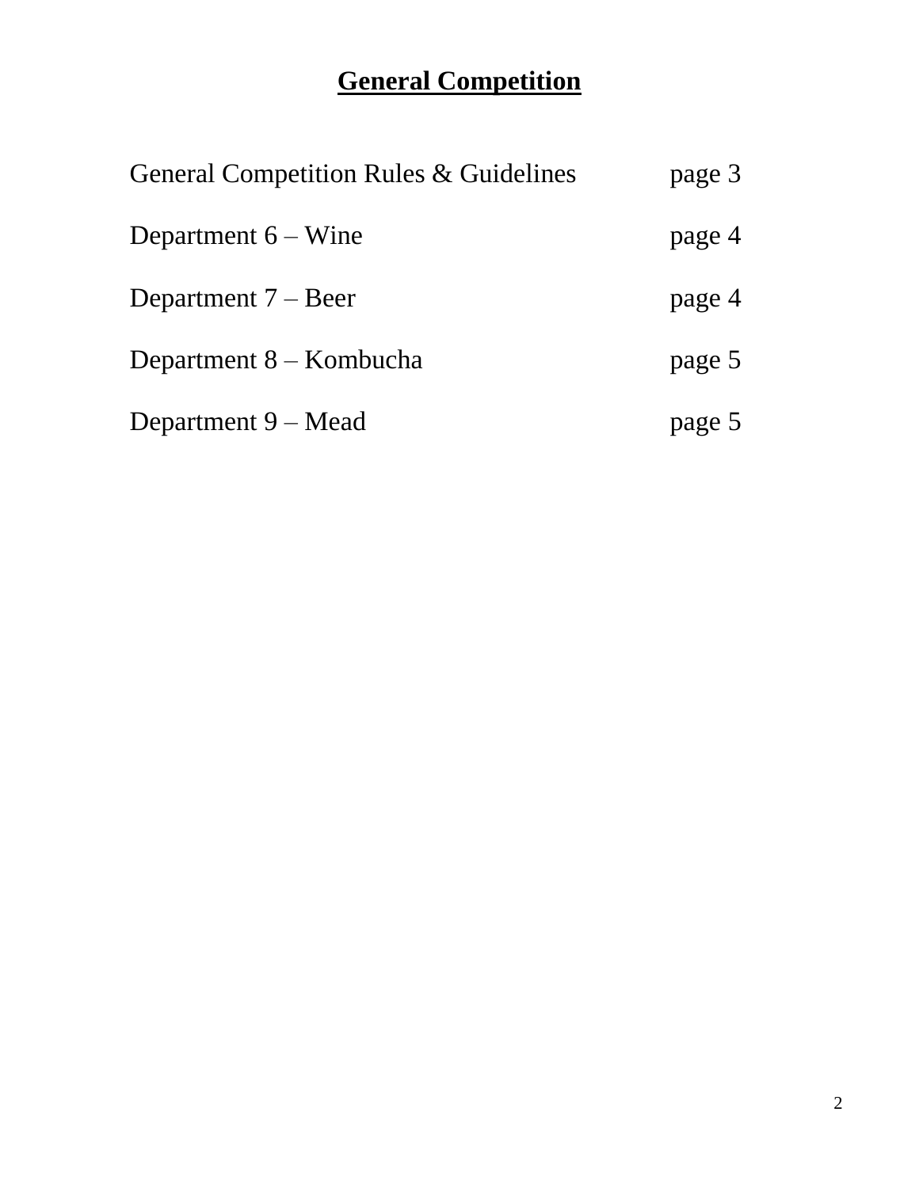# General Competition

| | |
|---|---|
| General Competition Rules & Guidelines | page 3 |
| Department 6 – Wine | page 4 |
| Department 7 – Beer | page 4 |
| Department 8 – Kombucha | page 5 |
| Department 9 – Mead | page 5 |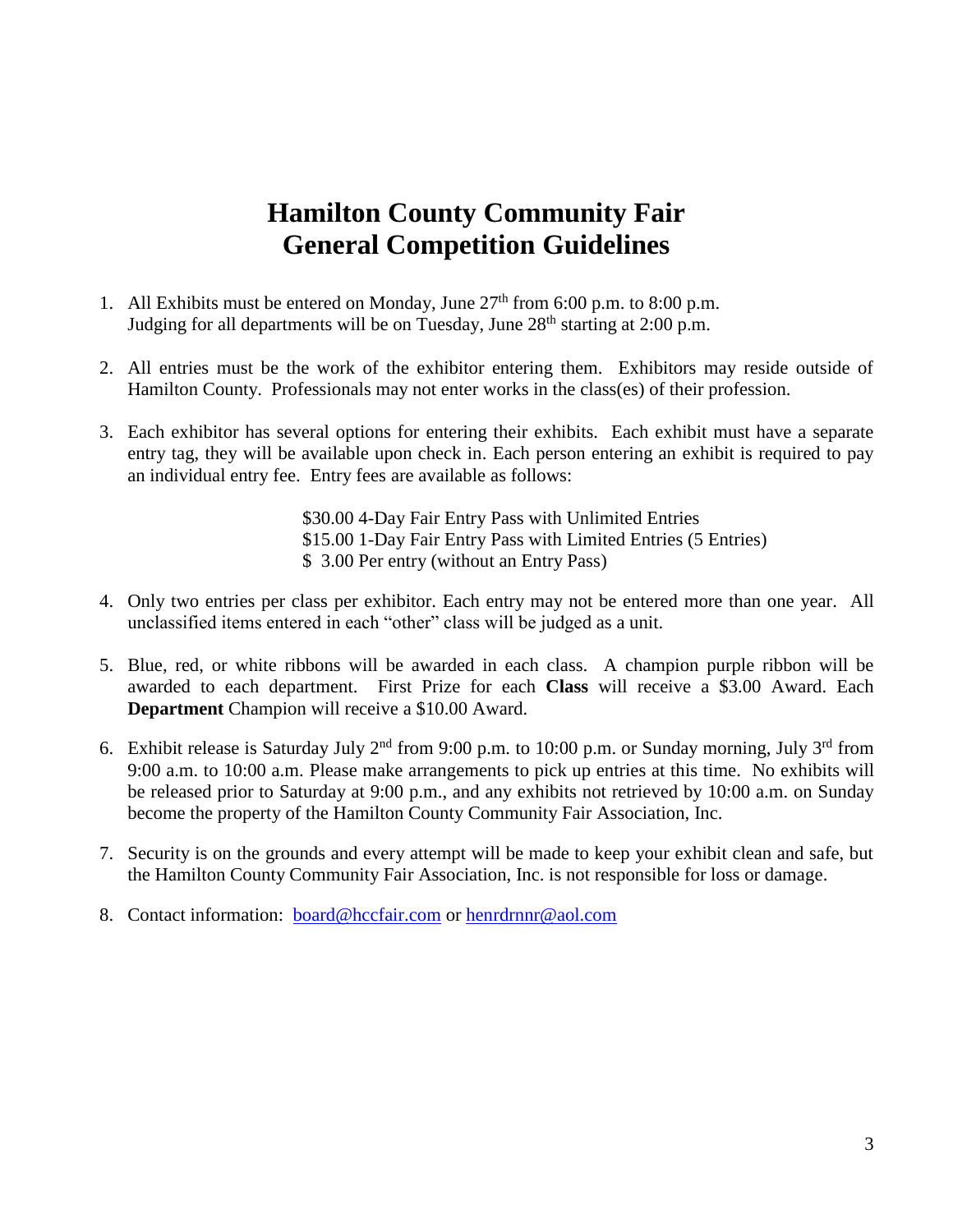# Hamilton County Community Fair
# General Competition Guidelines

1. All Exhibits must be entered on Monday, June 27th from 6:00 p.m. to 8:00 p.m. Judging for all departments will be on Tuesday, June 28th starting at 2:00 p.m.

2. All entries must be the work of the exhibitor entering them. Exhibitors may reside outside of Hamilton County. Professionals may not enter works in the class(es) of their profession.

3. Each exhibitor has several options for entering their exhibits. Each exhibit must have a separate entry tag, they will be available upon check in. Each person entering an exhibit is required to pay an individual entry fee. Entry fees are available as follows:

   $30.00 4-Day Fair Entry Pass with Unlimited Entries
   $15.00 1-Day Fair Entry Pass with Limited Entries (5 Entries)
   $ 3.00 Per entry (without an Entry Pass)

4. Only two entries per class per exhibitor. Each entry may not be entered more than one year. All unclassified items entered in each "other" class will be judged as a unit.

5. Blue, red, or white ribbons will be awarded in each class. A champion purple ribbon will be awarded to each department. First Prize for each **Class** will receive a $3.00 Award. Each **Department** Champion will receive a $10.00 Award.

6. Exhibit release is Saturday July 2nd from 9:00 p.m. to 10:00 p.m. or Sunday morning, July 3rd from 9:00 a.m. to 10:00 a.m. Please make arrangements to pick up entries at this time. No exhibits will be released prior to Saturday at 9:00 p.m., and any exhibits not retrieved by 10:00 a.m. on Sunday become the property of the Hamilton County Community Fair Association, Inc.

7. Security is on the grounds and every attempt will be made to keep your exhibit clean and safe, but the Hamilton County Community Fair Association, Inc. is not responsible for loss or damage.

8. Contact information: board@hccfair.com or henrdrnnr@aol.com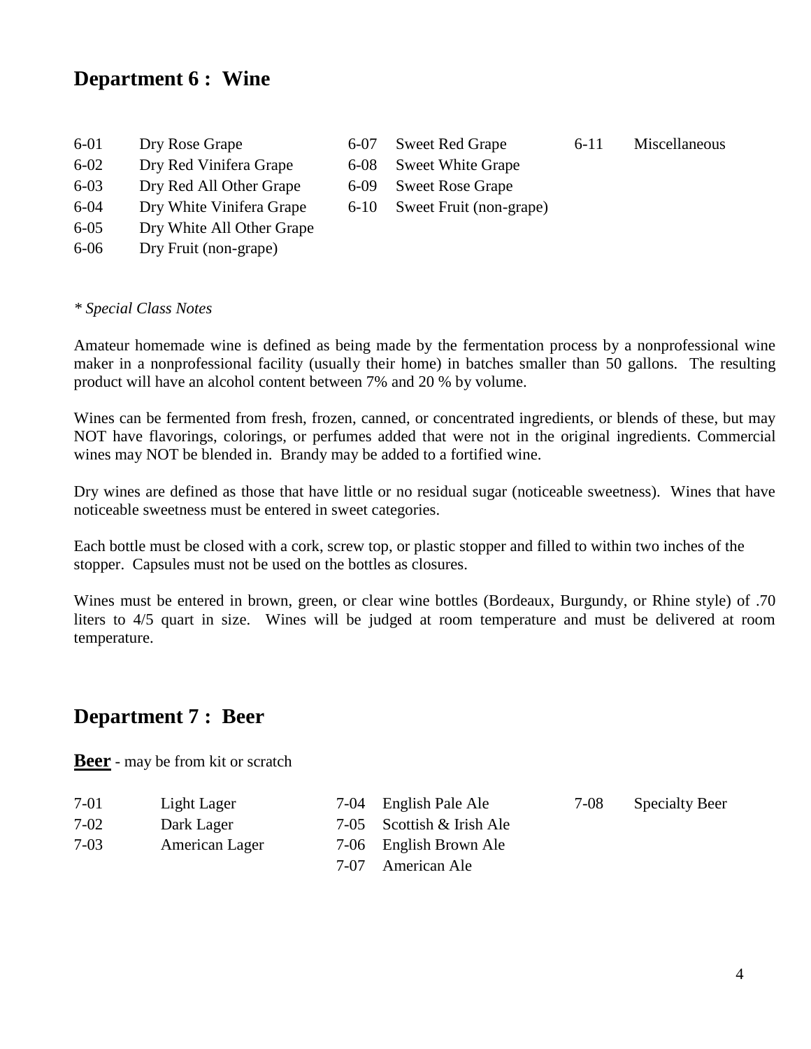## Department 6 : Wine

- 6-01 Dry Rose Grape
- 6-02 Dry Red Vinifera Grape
- 6-03 Dry Red All Other Grape
- 6-04 Dry White Vinifera Grape
- 6-05 Dry White All Other Grape
- 6-06 Dry Fruit (non-grape)
- 6-07 Sweet Red Grape
- 6-08 Sweet White Grape
- 6-09 Sweet Rose Grape
- 6-10 Sweet Fruit (non-grape)
- 6-11 Miscellaneous

*\* Special Class Notes*

Amateur homemade wine is defined as being made by the fermentation process by a nonprofessional wine maker in a nonprofessional facility (usually their home) in batches smaller than 50 gallons. The resulting product will have an alcohol content between 7% and 20 % by volume.

Wines can be fermented from fresh, frozen, canned, or concentrated ingredients, or blends of these, but may NOT have flavorings, colorings, or perfumes added that were not in the original ingredients. Commercial wines may NOT be blended in. Brandy may be added to a fortified wine.

Dry wines are defined as those that have little or no residual sugar (noticeable sweetness). Wines that have noticeable sweetness must be entered in sweet categories.

Each bottle must be closed with a cork, screw top, or plastic stopper and filled to within two inches of the stopper. Capsules must not be used on the bottles as closures.

Wines must be entered in brown, green, or clear wine bottles (Bordeaux, Burgundy, or Rhine style) of .70 liters to 4/5 quart in size. Wines will be judged at room temperature and must be delivered at room temperature.

## Department 7 : Beer

**Beer** - may be from kit or scratch

- 7-01 Light Lager
- 7-02 Dark Lager
- 7-03 American Lager
- 7-04 English Pale Ale
- 7-05 Scottish & Irish Ale
- 7-06 English Brown Ale
- 7-07 American Ale
- 7-08 Specialty Beer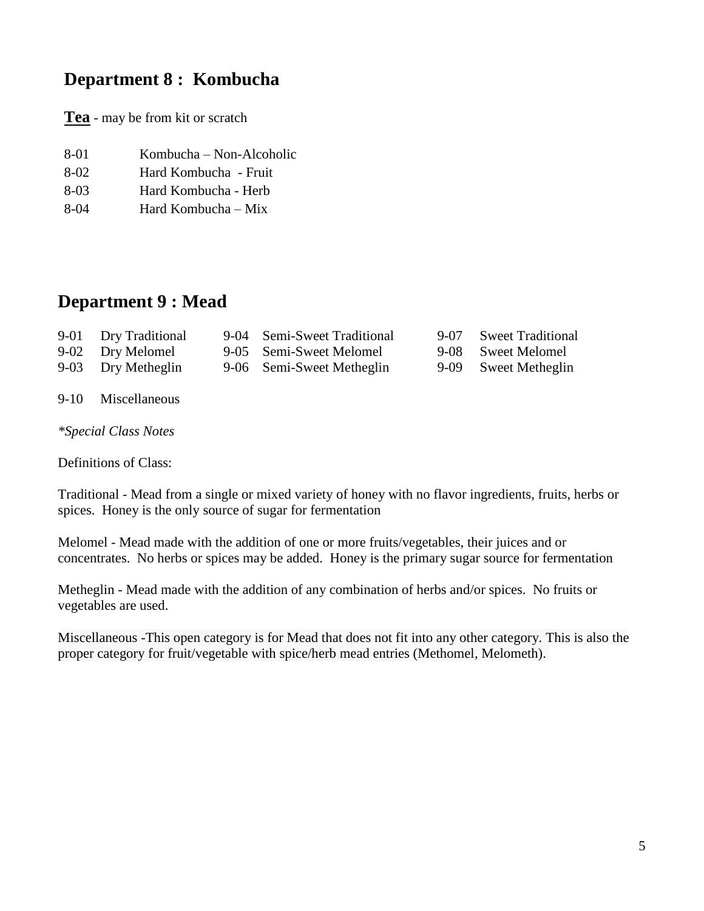## Department 8 : Kombucha

**Tea** - may be from kit or scratch

8-01 Kombucha – Non-Alcoholic
8-02 Hard Kombucha - Fruit
8-03 Hard Kombucha - Herb
8-04 Hard Kombucha – Mix

## Department 9 : Mead

9-01 Dry Traditional
9-02 Dry Melomel
9-03 Dry Metheglin
9-04 Semi-Sweet Traditional
9-05 Semi-Sweet Melomel
9-06 Semi-Sweet Metheglin
9-07 Sweet Traditional
9-08 Sweet Melomel
9-09 Sweet Metheglin

9-10 Miscellaneous

*\*Special Class Notes*

Definitions of Class:

Traditional - Mead from a single or mixed variety of honey with no flavor ingredients, fruits, herbs or spices. Honey is the only source of sugar for fermentation

Melomel - Mead made with the addition of one or more fruits/vegetables, their juices and or concentrates. No herbs or spices may be added. Honey is the primary sugar source for fermentation

Metheglin - Mead made with the addition of any combination of herbs and/or spices. No fruits or vegetables are used.

Miscellaneous -This open category is for Mead that does not fit into any other category. This is also the proper category for fruit/vegetable with spice/herb mead entries (Methomel, Melometh).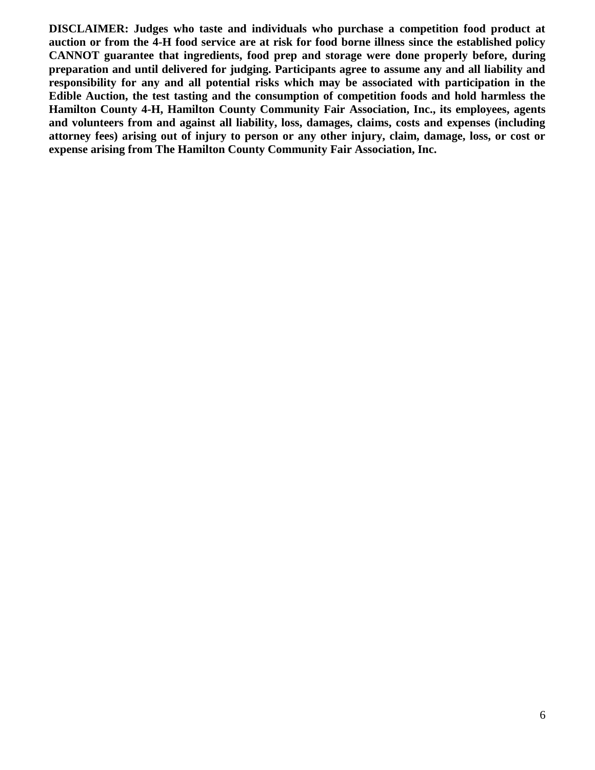**DISCLAIMER: Judges who taste and individuals who purchase a competition food product at auction or from the 4-H food service are at risk for food borne illness since the established policy CANNOT guarantee that ingredients, food prep and storage were done properly before, during preparation and until delivered for judging. Participants agree to assume any and all liability and responsibility for any and all potential risks which may be associated with participation in the Edible Auction, the test tasting and the consumption of competition foods and hold harmless the Hamilton County 4-H, Hamilton County Community Fair Association, Inc., its employees, agents and volunteers from and against all liability, loss, damages, claims, costs and expenses (including attorney fees) arising out of injury to person or any other injury, claim, damage, loss, or cost or expense arising from The Hamilton County Community Fair Association, Inc.**